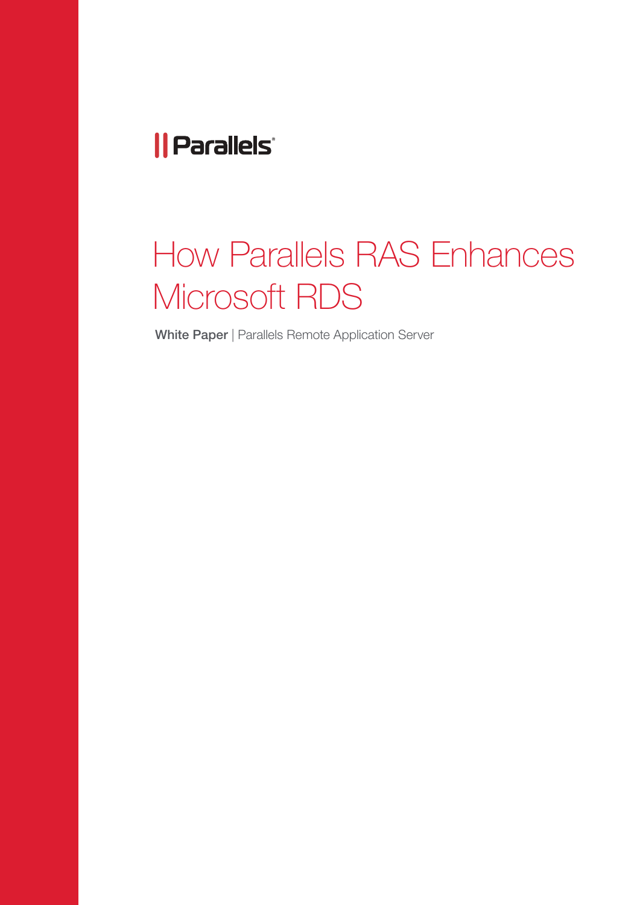Parallels

# How Parallels RAS Enhances Microsoft RDS

**White Paper** | Parallels Remote Application Server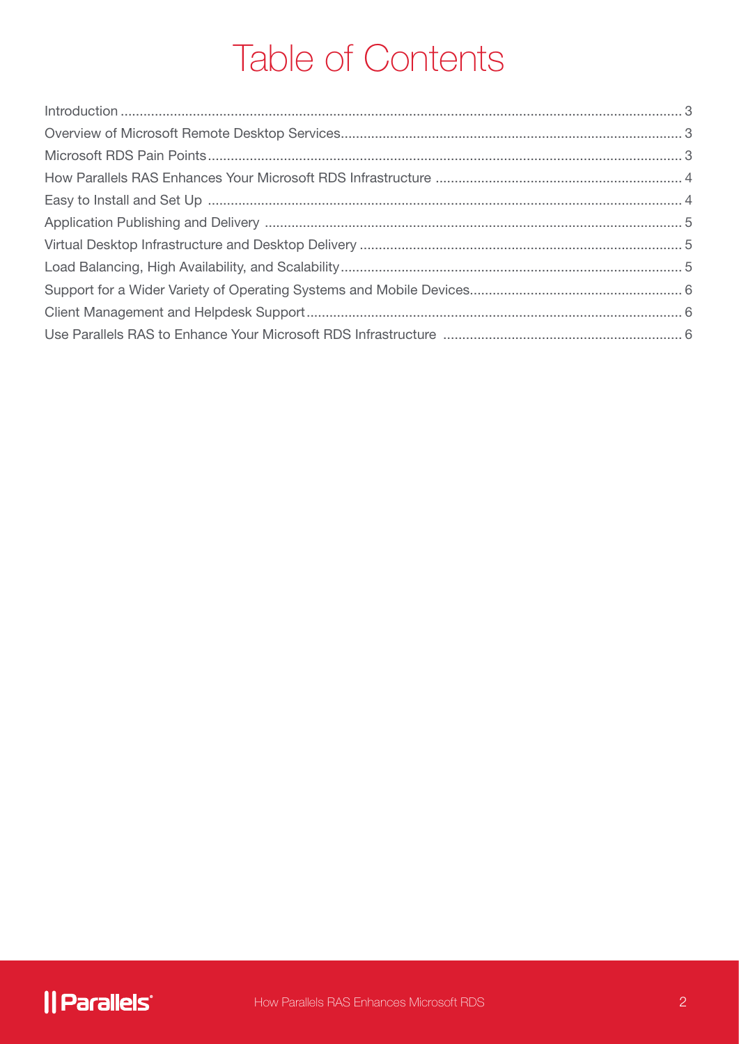# Table of Contents

| | |
|---|---|
| Introduction | 3 |
| Overview of Microsoft Remote Desktop Services | 3 |
| Microsoft RDS Pain Points | 3 |
| How Parallels RAS Enhances Your Microsoft RDS Infrastructure | 4 |
| Easy to Install and Set Up | 4 |
| Application Publishing and Delivery | 5 |
| Virtual Desktop Infrastructure and Desktop Delivery | 5 |
| Load Balancing, High Availability, and Scalability | 5 |
| Support for a Wider Variety of Operating Systems and Mobile Devices | 6 |
| Client Management and Helpdesk Support | 6 |
| Use Parallels RAS to Enhance Your Microsoft RDS Infrastructure | 6 |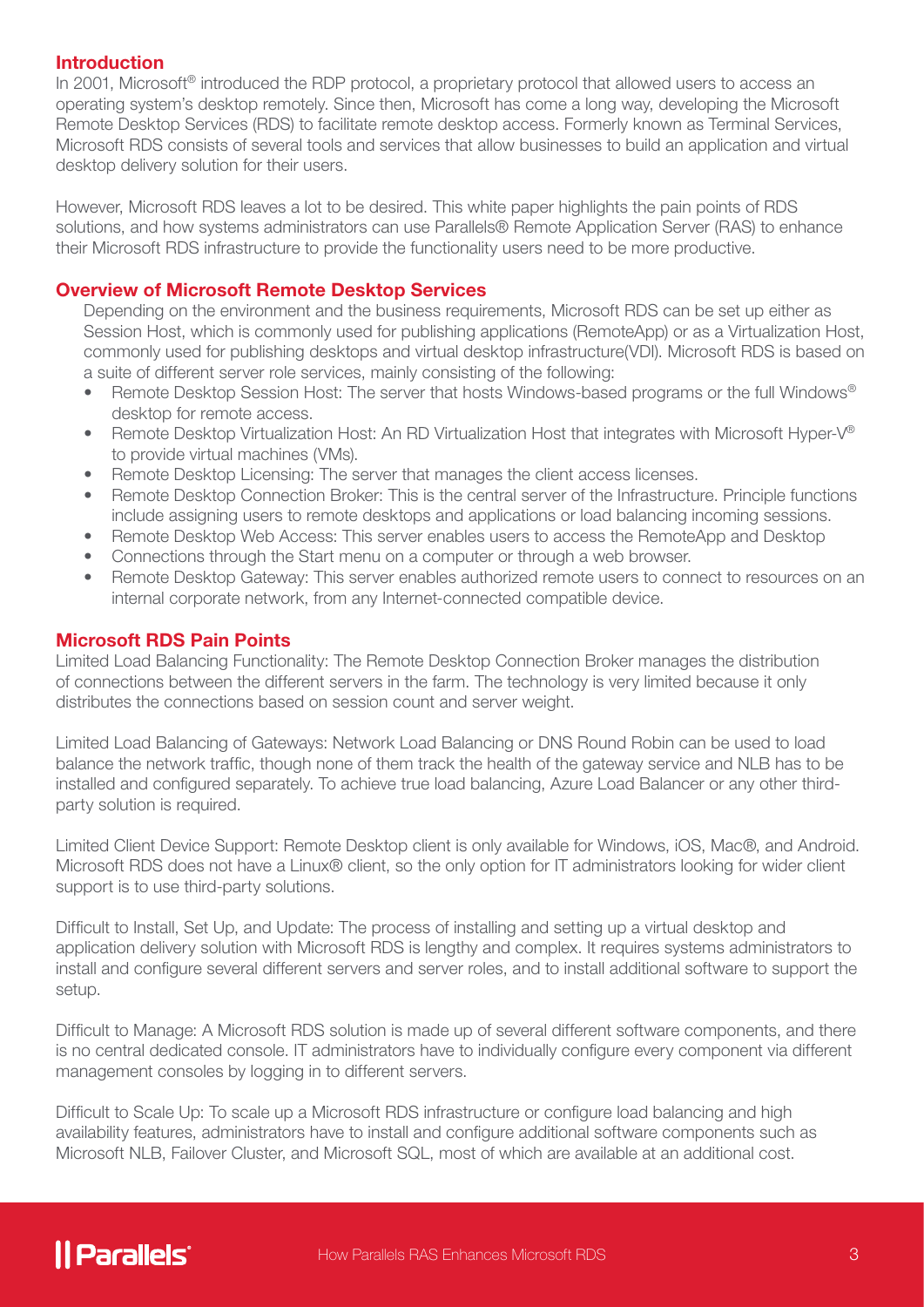## Introduction

In 2001, Microsoft® introduced the RDP protocol, a proprietary protocol that allowed users to access an operating system's desktop remotely. Since then, Microsoft has come a long way, developing the Microsoft Remote Desktop Services (RDS) to facilitate remote desktop access. Formerly known as Terminal Services, Microsoft RDS consists of several tools and services that allow businesses to build an application and virtual desktop delivery solution for their users.

However, Microsoft RDS leaves a lot to be desired. This white paper highlights the pain points of RDS solutions, and how systems administrators can use Parallels® Remote Application Server (RAS) to enhance their Microsoft RDS infrastructure to provide the functionality users need to be more productive.

## Overview of Microsoft Remote Desktop Services

Depending on the environment and the business requirements, Microsoft RDS can be set up either as Session Host, which is commonly used for publishing applications (RemoteApp) or as a Virtualization Host, commonly used for publishing desktops and virtual desktop infrastructure(VDI). Microsoft RDS is based on a suite of different server role services, mainly consisting of the following:

- Remote Desktop Session Host: The server that hosts Windows-based programs or the full Windows® desktop for remote access.
- Remote Desktop Virtualization Host: An RD Virtualization Host that integrates with Microsoft Hyper-V® to provide virtual machines (VMs).
- Remote Desktop Licensing: The server that manages the client access licenses.
- Remote Desktop Connection Broker: This is the central server of the Infrastructure. Principle functions include assigning users to remote desktops and applications or load balancing incoming sessions.
- Remote Desktop Web Access: This server enables users to access the RemoteApp and Desktop
- Connections through the Start menu on a computer or through a web browser.
- Remote Desktop Gateway: This server enables authorized remote users to connect to resources on an internal corporate network, from any Internet-connected compatible device.

## Microsoft RDS Pain Points

Limited Load Balancing Functionality: The Remote Desktop Connection Broker manages the distribution of connections between the different servers in the farm. The technology is very limited because it only distributes the connections based on session count and server weight.

Limited Load Balancing of Gateways: Network Load Balancing or DNS Round Robin can be used to load balance the network traffic, though none of them track the health of the gateway service and NLB has to be installed and configured separately. To achieve true load balancing, Azure Load Balancer or any other third-party solution is required.

Limited Client Device Support: Remote Desktop client is only available for Windows, iOS, Mac®, and Android. Microsoft RDS does not have a Linux® client, so the only option for IT administrators looking for wider client support is to use third-party solutions.

Difficult to Install, Set Up, and Update: The process of installing and setting up a virtual desktop and application delivery solution with Microsoft RDS is lengthy and complex. It requires systems administrators to install and configure several different servers and server roles, and to install additional software to support the setup.

Difficult to Manage: A Microsoft RDS solution is made up of several different software components, and there is no central dedicated console. IT administrators have to individually configure every component via different management consoles by logging in to different servers.

Difficult to Scale Up: To scale up a Microsoft RDS infrastructure or configure load balancing and high availability features, administrators have to install and configure additional software components such as Microsoft NLB, Failover Cluster, and Microsoft SQL, most of which are available at an additional cost.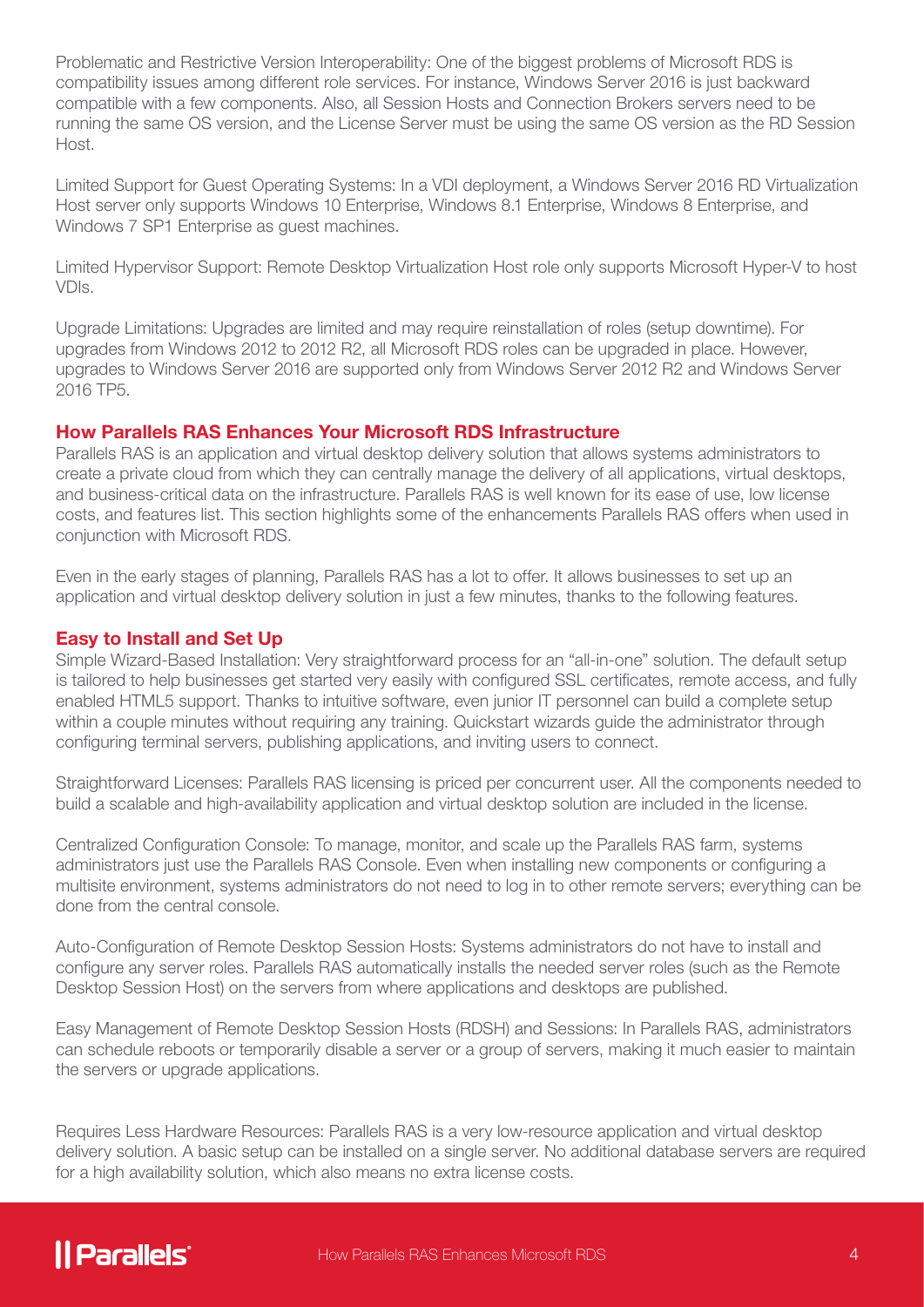Problematic and Restrictive Version Interoperability: One of the biggest problems of Microsoft RDS is compatibility issues among different role services. For instance, Windows Server 2016 is just backward compatible with a few components. Also, all Session Hosts and Connection Brokers servers need to be running the same OS version, and the License Server must be using the same OS version as the RD Session Host.

Limited Support for Guest Operating Systems: In a VDI deployment, a Windows Server 2016 RD Virtualization Host server only supports Windows 10 Enterprise, Windows 8.1 Enterprise, Windows 8 Enterprise, and Windows 7 SP1 Enterprise as guest machines.

Limited Hypervisor Support: Remote Desktop Virtualization Host role only supports Microsoft Hyper-V to host VDIs.

Upgrade Limitations: Upgrades are limited and may require reinstallation of roles (setup downtime). For upgrades from Windows 2012 to 2012 R2, all Microsoft RDS roles can be upgraded in place. However, upgrades to Windows Server 2016 are supported only from Windows Server 2012 R2 and Windows Server 2016 TP5.

## How Parallels RAS Enhances Your Microsoft RDS Infrastructure

Parallels RAS is an application and virtual desktop delivery solution that allows systems administrators to create a private cloud from which they can centrally manage the delivery of all applications, virtual desktops, and business-critical data on the infrastructure. Parallels RAS is well known for its ease of use, low license costs, and features list. This section highlights some of the enhancements Parallels RAS offers when used in conjunction with Microsoft RDS.

Even in the early stages of planning, Parallels RAS has a lot to offer. It allows businesses to set up an application and virtual desktop delivery solution in just a few minutes, thanks to the following features.

### Easy to Install and Set Up

Simple Wizard-Based Installation: Very straightforward process for an "all-in-one" solution. The default setup is tailored to help businesses get started very easily with configured SSL certificates, remote access, and fully enabled HTML5 support. Thanks to intuitive software, even junior IT personnel can build a complete setup within a couple minutes without requiring any training. Quickstart wizards guide the administrator through configuring terminal servers, publishing applications, and inviting users to connect.

Straightforward Licenses: Parallels RAS licensing is priced per concurrent user. All the components needed to build a scalable and high-availability application and virtual desktop solution are included in the license.

Centralized Configuration Console: To manage, monitor, and scale up the Parallels RAS farm, systems administrators just use the Parallels RAS Console. Even when installing new components or configuring a multisite environment, systems administrators do not need to log in to other remote servers; everything can be done from the central console.

Auto-Configuration of Remote Desktop Session Hosts: Systems administrators do not have to install and configure any server roles. Parallels RAS automatically installs the needed server roles (such as the Remote Desktop Session Host) on the servers from where applications and desktops are published.

Easy Management of Remote Desktop Session Hosts (RDSH) and Sessions: In Parallels RAS, administrators can schedule reboots or temporarily disable a server or a group of servers, making it much easier to maintain the servers or upgrade applications.

Requires Less Hardware Resources: Parallels RAS is a very low-resource application and virtual desktop delivery solution. A basic setup can be installed on a single server. No additional database servers are required for a high availability solution, which also means no extra license costs.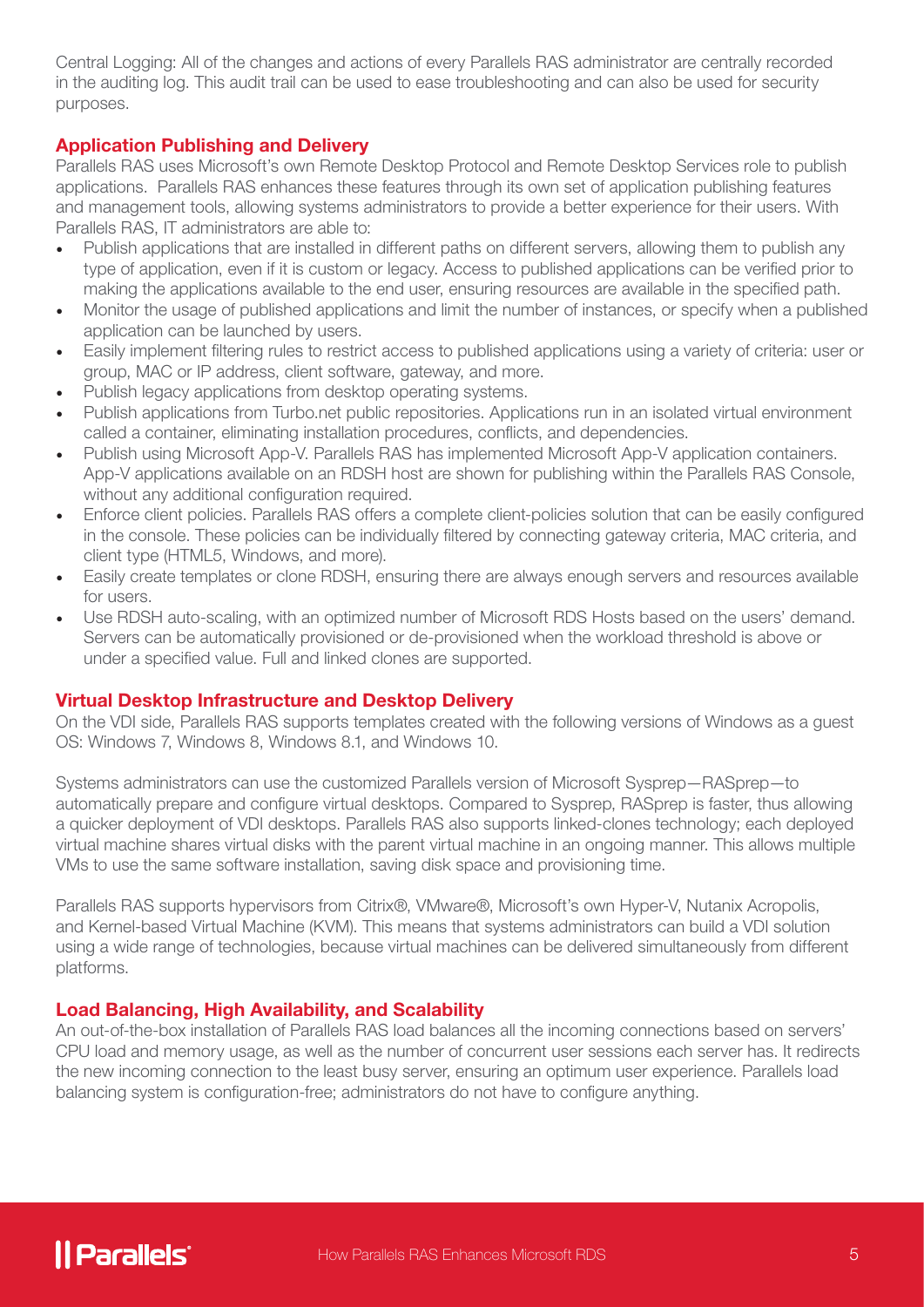Central Logging: All of the changes and actions of every Parallels RAS administrator are centrally recorded in the auditing log. This audit trail can be used to ease troubleshooting and can also be used for security purposes.

### Application Publishing and Delivery

Parallels RAS uses Microsoft's own Remote Desktop Protocol and Remote Desktop Services role to publish applications. Parallels RAS enhances these features through its own set of application publishing features and management tools, allowing systems administrators to provide a better experience for their users. With Parallels RAS, IT administrators are able to:

- Publish applications that are installed in different paths on different servers, allowing them to publish any type of application, even if it is custom or legacy. Access to published applications can be verified prior to making the applications available to the end user, ensuring resources are available in the specified path.
- Monitor the usage of published applications and limit the number of instances, or specify when a published application can be launched by users.
- Easily implement filtering rules to restrict access to published applications using a variety of criteria: user or group, MAC or IP address, client software, gateway, and more.
- Publish legacy applications from desktop operating systems.
- Publish applications from Turbo.net public repositories. Applications run in an isolated virtual environment called a container, eliminating installation procedures, conflicts, and dependencies.
- Publish using Microsoft App-V. Parallels RAS has implemented Microsoft App-V application containers. App-V applications available on an RDSH host are shown for publishing within the Parallels RAS Console, without any additional configuration required.
- Enforce client policies. Parallels RAS offers a complete client-policies solution that can be easily configured in the console. These policies can be individually filtered by connecting gateway criteria, MAC criteria, and client type (HTML5, Windows, and more).
- Easily create templates or clone RDSH, ensuring there are always enough servers and resources available for users.
- Use RDSH auto-scaling, with an optimized number of Microsoft RDS Hosts based on the users' demand. Servers can be automatically provisioned or de-provisioned when the workload threshold is above or under a specified value. Full and linked clones are supported.

### Virtual Desktop Infrastructure and Desktop Delivery

On the VDI side, Parallels RAS supports templates created with the following versions of Windows as a guest OS: Windows 7, Windows 8, Windows 8.1, and Windows 10.

Systems administrators can use the customized Parallels version of Microsoft Sysprep—RASprep—to automatically prepare and configure virtual desktops. Compared to Sysprep, RASprep is faster, thus allowing a quicker deployment of VDI desktops. Parallels RAS also supports linked-clones technology; each deployed virtual machine shares virtual disks with the parent virtual machine in an ongoing manner. This allows multiple VMs to use the same software installation, saving disk space and provisioning time.

Parallels RAS supports hypervisors from Citrix®, VMware®, Microsoft's own Hyper-V, Nutanix Acropolis, and Kernel-based Virtual Machine (KVM). This means that systems administrators can build a VDI solution using a wide range of technologies, because virtual machines can be delivered simultaneously from different platforms.

### Load Balancing, High Availability, and Scalability

An out-of-the-box installation of Parallels RAS load balances all the incoming connections based on servers' CPU load and memory usage, as well as the number of concurrent user sessions each server has. It redirects the new incoming connection to the least busy server, ensuring an optimum user experience. Parallels load balancing system is configuration-free; administrators do not have to configure anything.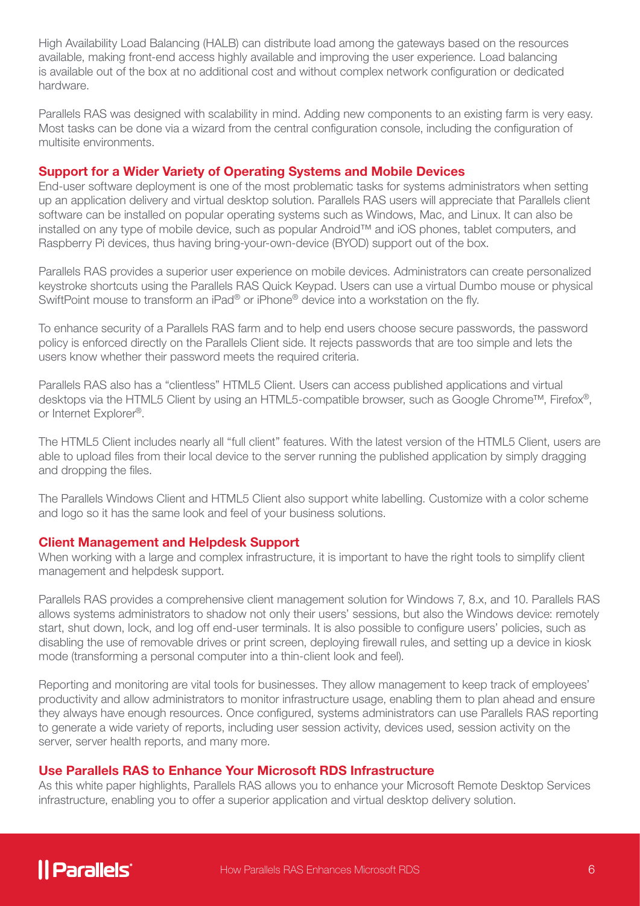High Availability Load Balancing (HALB) can distribute load among the gateways based on the resources available, making front-end access highly available and improving the user experience. Load balancing is available out of the box at no additional cost and without complex network configuration or dedicated hardware.

Parallels RAS was designed with scalability in mind. Adding new components to an existing farm is very easy. Most tasks can be done via a wizard from the central configuration console, including the configuration of multisite environments.

## Support for a Wider Variety of Operating Systems and Mobile Devices

End-user software deployment is one of the most problematic tasks for systems administrators when setting up an application delivery and virtual desktop solution. Parallels RAS users will appreciate that Parallels client software can be installed on popular operating systems such as Windows, Mac, and Linux. It can also be installed on any type of mobile device, such as popular Android™ and iOS phones, tablet computers, and Raspberry Pi devices, thus having bring-your-own-device (BYOD) support out of the box.

Parallels RAS provides a superior user experience on mobile devices. Administrators can create personalized keystroke shortcuts using the Parallels RAS Quick Keypad. Users can use a virtual Dumbo mouse or physical SwiftPoint mouse to transform an iPad® or iPhone® device into a workstation on the fly.

To enhance security of a Parallels RAS farm and to help end users choose secure passwords, the password policy is enforced directly on the Parallels Client side. It rejects passwords that are too simple and lets the users know whether their password meets the required criteria.

Parallels RAS also has a "clientless" HTML5 Client. Users can access published applications and virtual desktops via the HTML5 Client by using an HTML5-compatible browser, such as Google Chrome™, Firefox®, or Internet Explorer®.

The HTML5 Client includes nearly all "full client" features. With the latest version of the HTML5 Client, users are able to upload files from their local device to the server running the published application by simply dragging and dropping the files.

The Parallels Windows Client and HTML5 Client also support white labelling. Customize with a color scheme and logo so it has the same look and feel of your business solutions.

## Client Management and Helpdesk Support

When working with a large and complex infrastructure, it is important to have the right tools to simplify client management and helpdesk support.

Parallels RAS provides a comprehensive client management solution for Windows 7, 8.x, and 10. Parallels RAS allows systems administrators to shadow not only their users' sessions, but also the Windows device: remotely start, shut down, lock, and log off end-user terminals. It is also possible to configure users' policies, such as disabling the use of removable drives or print screen, deploying firewall rules, and setting up a device in kiosk mode (transforming a personal computer into a thin-client look and feel).

Reporting and monitoring are vital tools for businesses. They allow management to keep track of employees' productivity and allow administrators to monitor infrastructure usage, enabling them to plan ahead and ensure they always have enough resources. Once configured, systems administrators can use Parallels RAS reporting to generate a wide variety of reports, including user session activity, devices used, session activity on the server, server health reports, and many more.

## Use Parallels RAS to Enhance Your Microsoft RDS Infrastructure

As this white paper highlights, Parallels RAS allows you to enhance your Microsoft Remote Desktop Services infrastructure, enabling you to offer a superior application and virtual desktop delivery solution.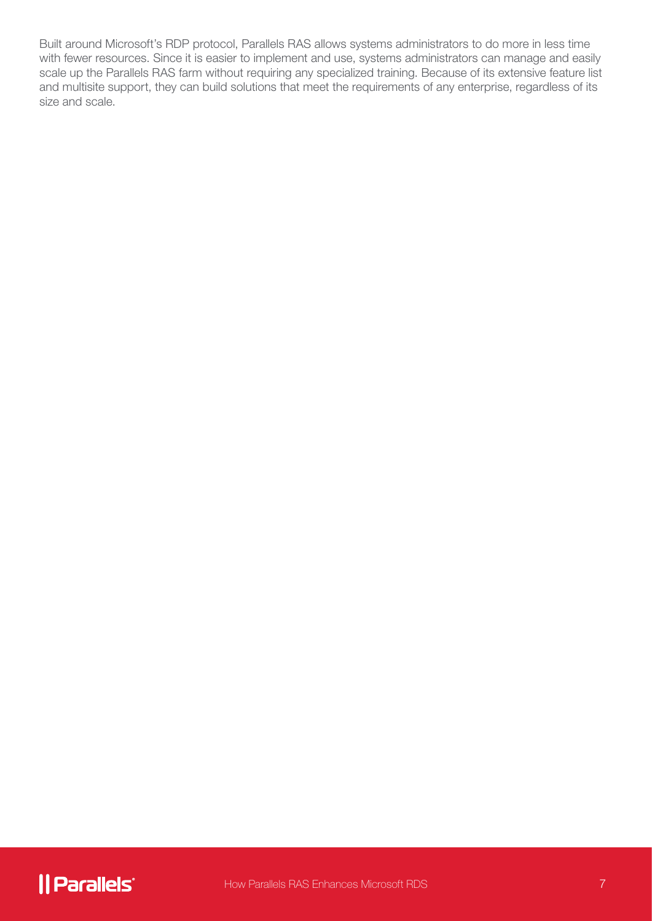Built around Microsoft's RDP protocol, Parallels RAS allows systems administrators to do more in less time with fewer resources. Since it is easier to implement and use, systems administrators can manage and easily scale up the Parallels RAS farm without requiring any specialized training. Because of its extensive feature list and multisite support, they can build solutions that meet the requirements of any enterprise, regardless of its size and scale.